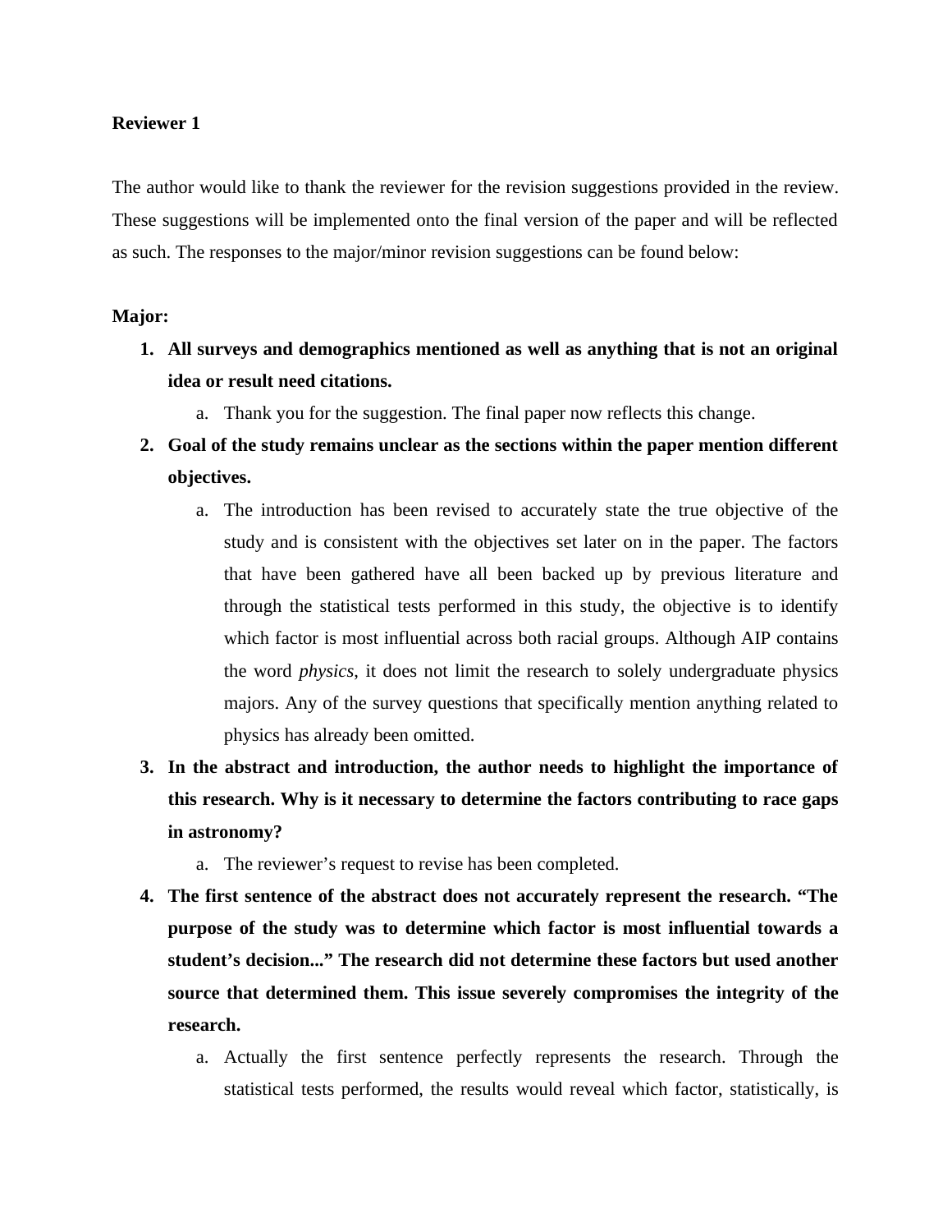**Reviewer 1**

The author would like to thank the reviewer for the revision suggestions provided in the review. These suggestions will be implemented onto the final version of the paper and will be reflected as such. The responses to the major/minor revision suggestions can be found below:

**Major:**

1. **All surveys and demographics mentioned as well as anything that is not an original idea or result need citations.**
    a. Thank you for the suggestion. The final paper now reflects this change.
2. **Goal of the study remains unclear as the sections within the paper mention different objectives.**
    a. The introduction has been revised to accurately state the true objective of the study and is consistent with the objectives set later on in the paper. The factors that have been gathered have all been backed up by previous literature and through the statistical tests performed in this study, the objective is to identify which factor is most influential across both racial groups. Although AIP contains the word *physics*, it does not limit the research to solely undergraduate physics majors. Any of the survey questions that specifically mention anything related to physics has already been omitted.
3. **In the abstract and introduction, the author needs to highlight the importance of this research. Why is it necessary to determine the factors contributing to race gaps in astronomy?**
    a. The reviewer's request to revise has been completed.
4. **The first sentence of the abstract does not accurately represent the research. "The purpose of the study was to determine which factor is most influential towards a student's decision..." The research did not determine these factors but used another source that determined them. This issue severely compromises the integrity of the research.**
    a. Actually the first sentence perfectly represents the research. Through the statistical tests performed, the results would reveal which factor, statistically, is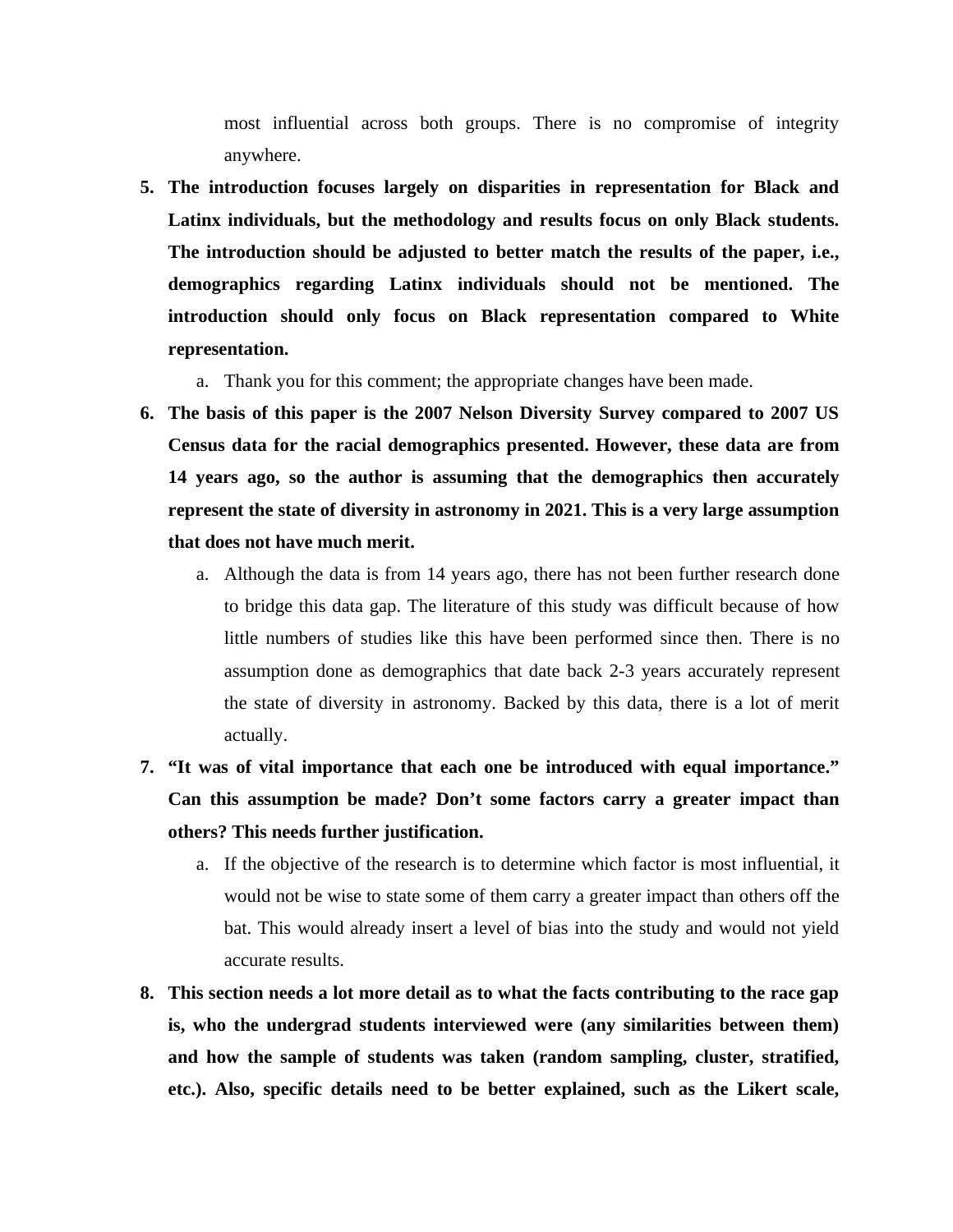most influential across both groups. There is no compromise of integrity anywhere.

5. **The introduction focuses largely on disparities in representation for Black and Latinx individuals, but the methodology and results focus on only Black students. The introduction should be adjusted to better match the results of the paper, i.e., demographics regarding Latinx individuals should not be mentioned. The introduction should only focus on Black representation compared to White representation.**
    a. Thank you for this comment; the appropriate changes have been made.
6. **The basis of this paper is the 2007 Nelson Diversity Survey compared to 2007 US Census data for the racial demographics presented. However, these data are from 14 years ago, so the author is assuming that the demographics then accurately represent the state of diversity in astronomy in 2021. This is a very large assumption that does not have much merit.**
    a. Although the data is from 14 years ago, there has not been further research done to bridge this data gap. The literature of this study was difficult because of how little numbers of studies like this have been performed since then. There is no assumption done as demographics that date back 2-3 years accurately represent the state of diversity in astronomy. Backed by this data, there is a lot of merit actually.
7. **"It was of vital importance that each one be introduced with equal importance." Can this assumption be made? Don't some factors carry a greater impact than others? This needs further justification.**
    a. If the objective of the research is to determine which factor is most influential, it would not be wise to state some of them carry a greater impact than others off the bat. This would already insert a level of bias into the study and would not yield accurate results.
8. **This section needs a lot more detail as to what the facts contributing to the race gap is, who the undergrad students interviewed were (any similarities between them) and how the sample of students was taken (random sampling, cluster, stratified, etc.). Also, specific details need to be better explained, such as the Likert scale,**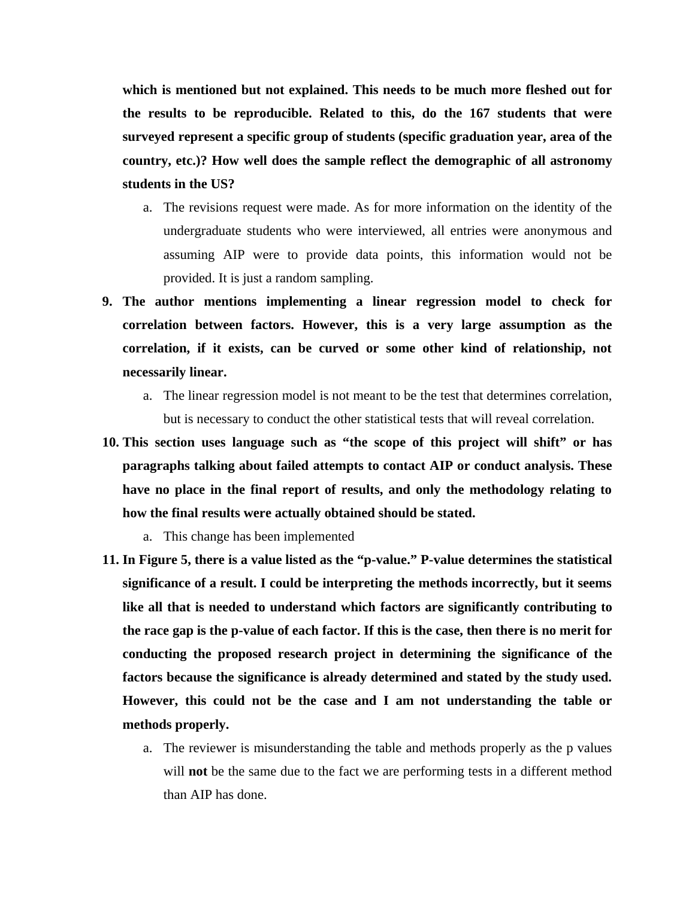**which is mentioned but not explained. This needs to be much more fleshed out for the results to be reproducible. Related to this, do the 167 students that were surveyed represent a specific group of students (specific graduation year, area of the country, etc.)? How well does the sample reflect the demographic of all astronomy students in the US?**

   a. The revisions request were made. As for more information on the identity of the undergraduate students who were interviewed, all entries were anonymous and assuming AIP were to provide data points, this information would not be provided. It is just a random sampling.

9. **The author mentions implementing a linear regression model to check for correlation between factors. However, this is a very large assumption as the correlation, if it exists, can be curved or some other kind of relationship, not necessarily linear.**
   a. The linear regression model is not meant to be the test that determines correlation, but is necessary to conduct the other statistical tests that will reveal correlation.

10. **This section uses language such as "the scope of this project will shift" or has paragraphs talking about failed attempts to contact AIP or conduct analysis. These have no place in the final report of results, and only the methodology relating to how the final results were actually obtained should be stated.**
    a. This change has been implemented

11. **In Figure 5, there is a value listed as the "p-value." P-value determines the statistical significance of a result. I could be interpreting the methods incorrectly, but it seems like all that is needed to understand which factors are significantly contributing to the race gap is the p-value of each factor. If this is the case, then there is no merit for conducting the proposed research project in determining the significance of the factors because the significance is already determined and stated by the study used. However, this could not be the case and I am not understanding the table or methods properly.**
    a. The reviewer is misunderstanding the table and methods properly as the p values will **not** be the same due to the fact we are performing tests in a different method than AIP has done.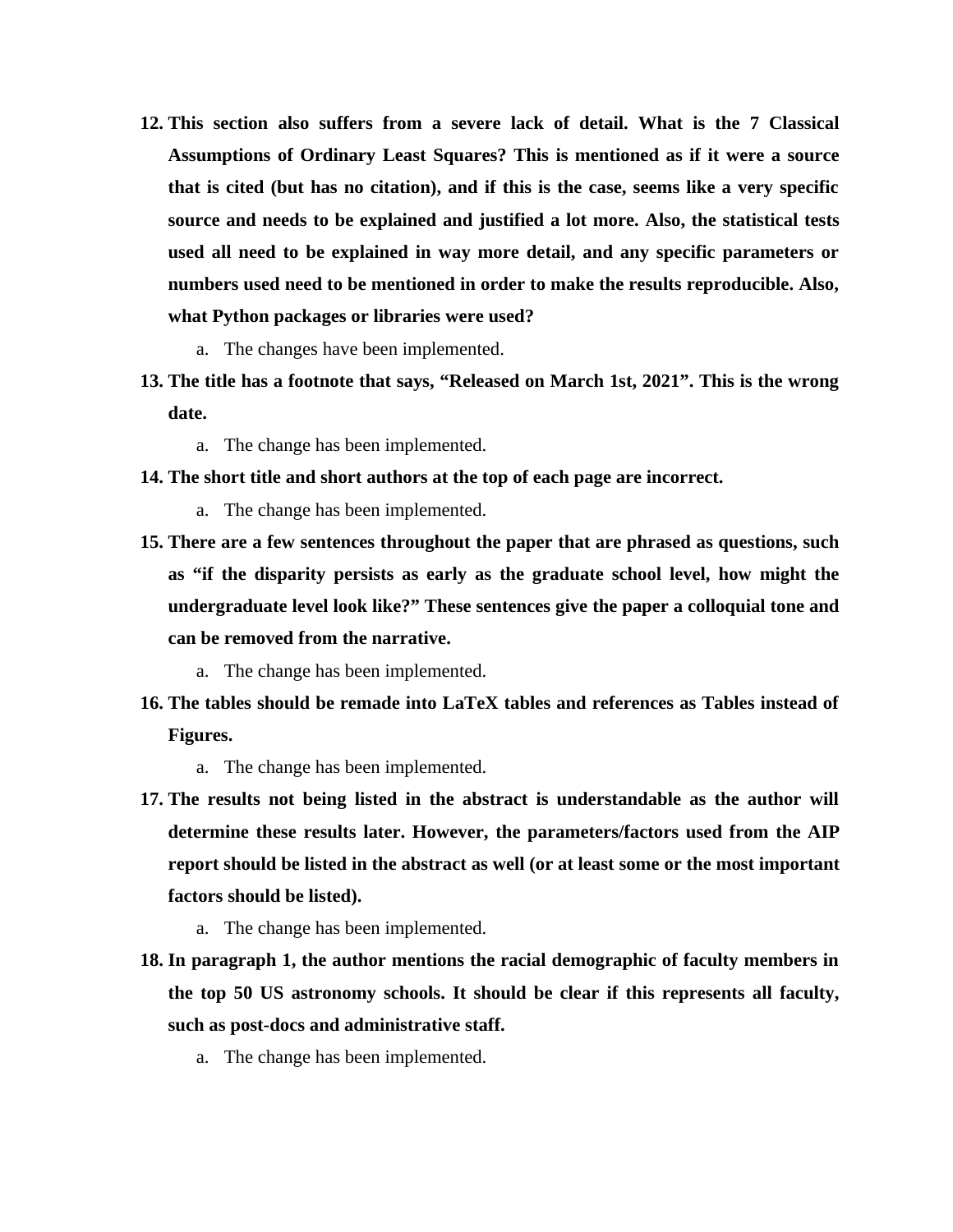12. **This section also suffers from a severe lack of detail. What is the 7 Classical Assumptions of Ordinary Least Squares? This is mentioned as if it were a source that is cited (but has no citation), and if this is the case, seems like a very specific source and needs to be explained and justified a lot more. Also, the statistical tests used all need to be explained in way more detail, and any specific parameters or numbers used need to be mentioned in order to make the results reproducible. Also, what Python packages or libraries were used?**
    a. The changes have been implemented.
13. **The title has a footnote that says, "Released on March 1st, 2021". This is the wrong date.**
    a. The change has been implemented.
14. **The short title and short authors at the top of each page are incorrect.**
    a. The change has been implemented.
15. **There are a few sentences throughout the paper that are phrased as questions, such as "if the disparity persists as early as the graduate school level, how might the undergraduate level look like?" These sentences give the paper a colloquial tone and can be removed from the narrative.**
    a. The change has been implemented.
16. **The tables should be remade into LaTeX tables and references as Tables instead of Figures.**
    a. The change has been implemented.
17. **The results not being listed in the abstract is understandable as the author will determine these results later. However, the parameters/factors used from the AIP report should be listed in the abstract as well (or at least some or the most important factors should be listed).**
    a. The change has been implemented.
18. **In paragraph 1, the author mentions the racial demographic of faculty members in the top 50 US astronomy schools. It should be clear if this represents all faculty, such as post-docs and administrative staff.**
    a. The change has been implemented.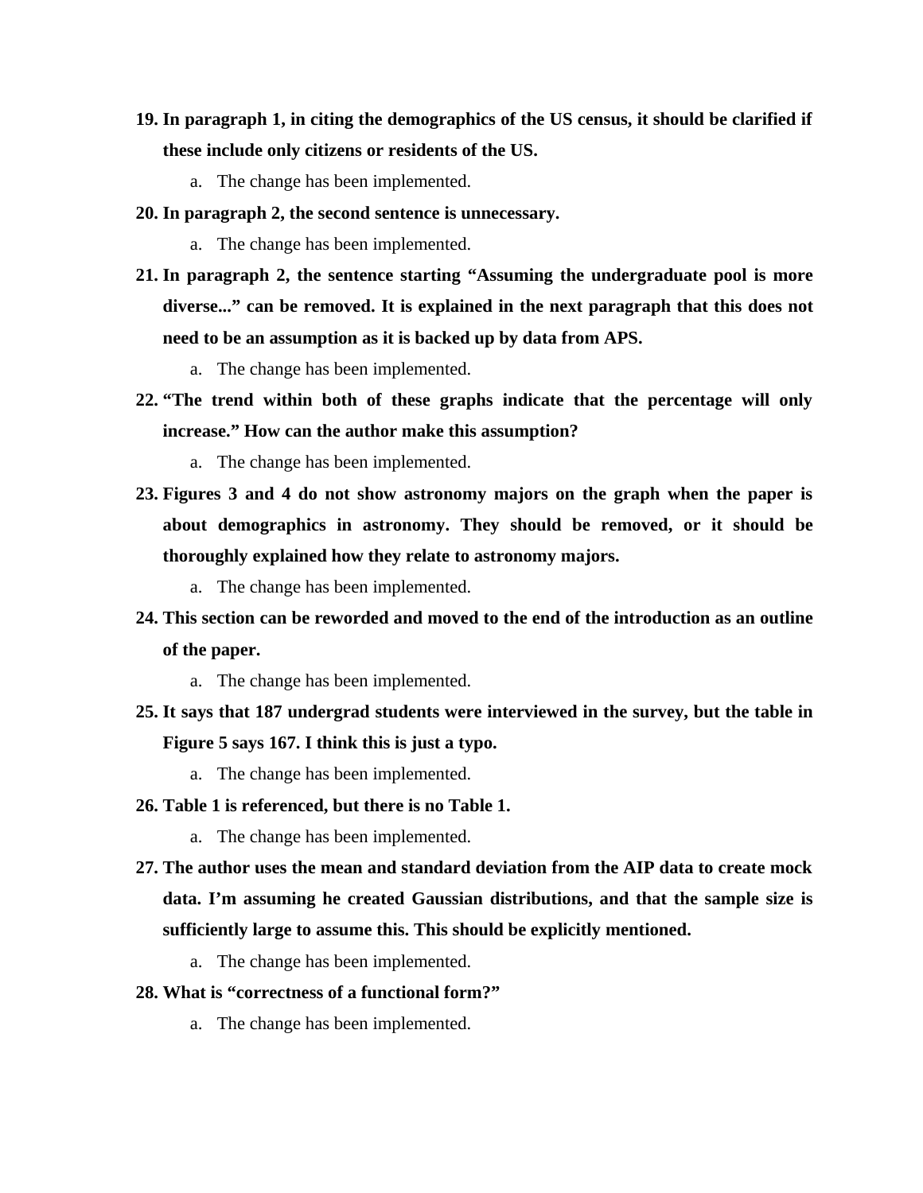19. **In paragraph 1, in citing the demographics of the US census, it should be clarified if these include only citizens or residents of the US.**
    a. The change has been implemented.
20. **In paragraph 2, the second sentence is unnecessary.**
    a. The change has been implemented.
21. **In paragraph 2, the sentence starting "Assuming the undergraduate pool is more diverse..." can be removed. It is explained in the next paragraph that this does not need to be an assumption as it is backed up by data from APS.**
    a. The change has been implemented.
22. **"The trend within both of these graphs indicate that the percentage will only increase." How can the author make this assumption?**
    a. The change has been implemented.
23. **Figures 3 and 4 do not show astronomy majors on the graph when the paper is about demographics in astronomy. They should be removed, or it should be thoroughly explained how they relate to astronomy majors.**
    a. The change has been implemented.
24. **This section can be reworded and moved to the end of the introduction as an outline of the paper.**
    a. The change has been implemented.
25. **It says that 187 undergrad students were interviewed in the survey, but the table in Figure 5 says 167. I think this is just a typo.**
    a. The change has been implemented.
26. **Table 1 is referenced, but there is no Table 1.**
    a. The change has been implemented.
27. **The author uses the mean and standard deviation from the AIP data to create mock data. I'm assuming he created Gaussian distributions, and that the sample size is sufficiently large to assume this. This should be explicitly mentioned.**
    a. The change has been implemented.
28. **What is "correctness of a functional form?"**
    a. The change has been implemented.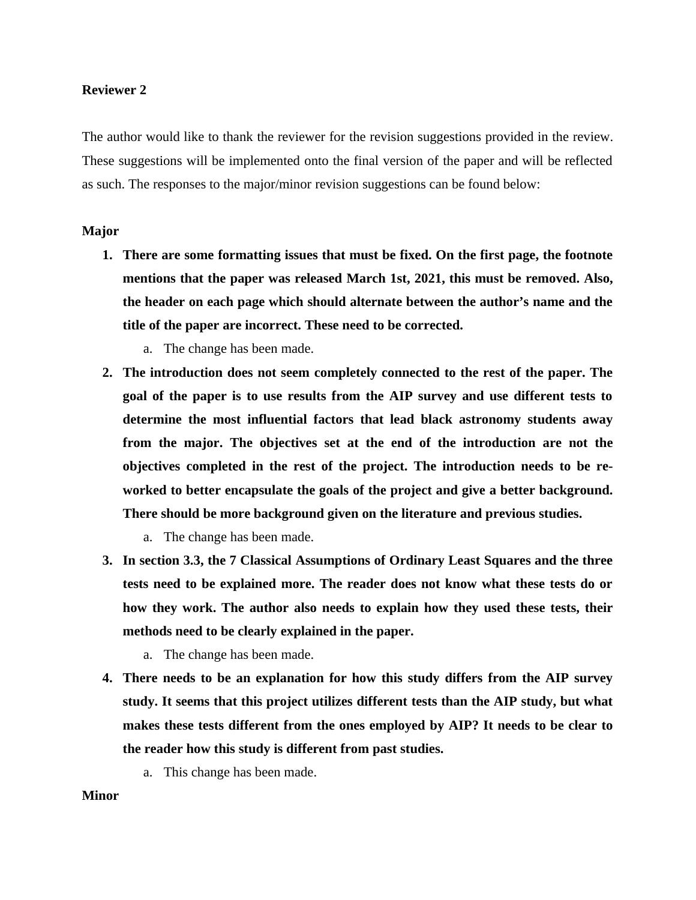**Reviewer 2**

The author would like to thank the reviewer for the revision suggestions provided in the review. These suggestions will be implemented onto the final version of the paper and will be reflected as such. The responses to the major/minor revision suggestions can be found below:

**Major**

1. **There are some formatting issues that must be fixed. On the first page, the footnote mentions that the paper was released March 1st, 2021, this must be removed. Also, the header on each page which should alternate between the author's name and the title of the paper are incorrect. These need to be corrected.**
   a. The change has been made.
2. **The introduction does not seem completely connected to the rest of the paper. The goal of the paper is to use results from the AIP survey and use different tests to determine the most influential factors that lead black astronomy students away from the major. The objectives set at the end of the introduction are not the objectives completed in the rest of the project. The introduction needs to be re-worked to better encapsulate the goals of the project and give a better background. There should be more background given on the literature and previous studies.**
   a. The change has been made.
3. **In section 3.3, the 7 Classical Assumptions of Ordinary Least Squares and the three tests need to be explained more. The reader does not know what these tests do or how they work. The author also needs to explain how they used these tests, their methods need to be clearly explained in the paper.**
   a. The change has been made.
4. **There needs to be an explanation for how this study differs from the AIP survey study. It seems that this project utilizes different tests than the AIP study, but what makes these tests different from the ones employed by AIP? It needs to be clear to the reader how this study is different from past studies.**
   a. This change has been made.

**Minor**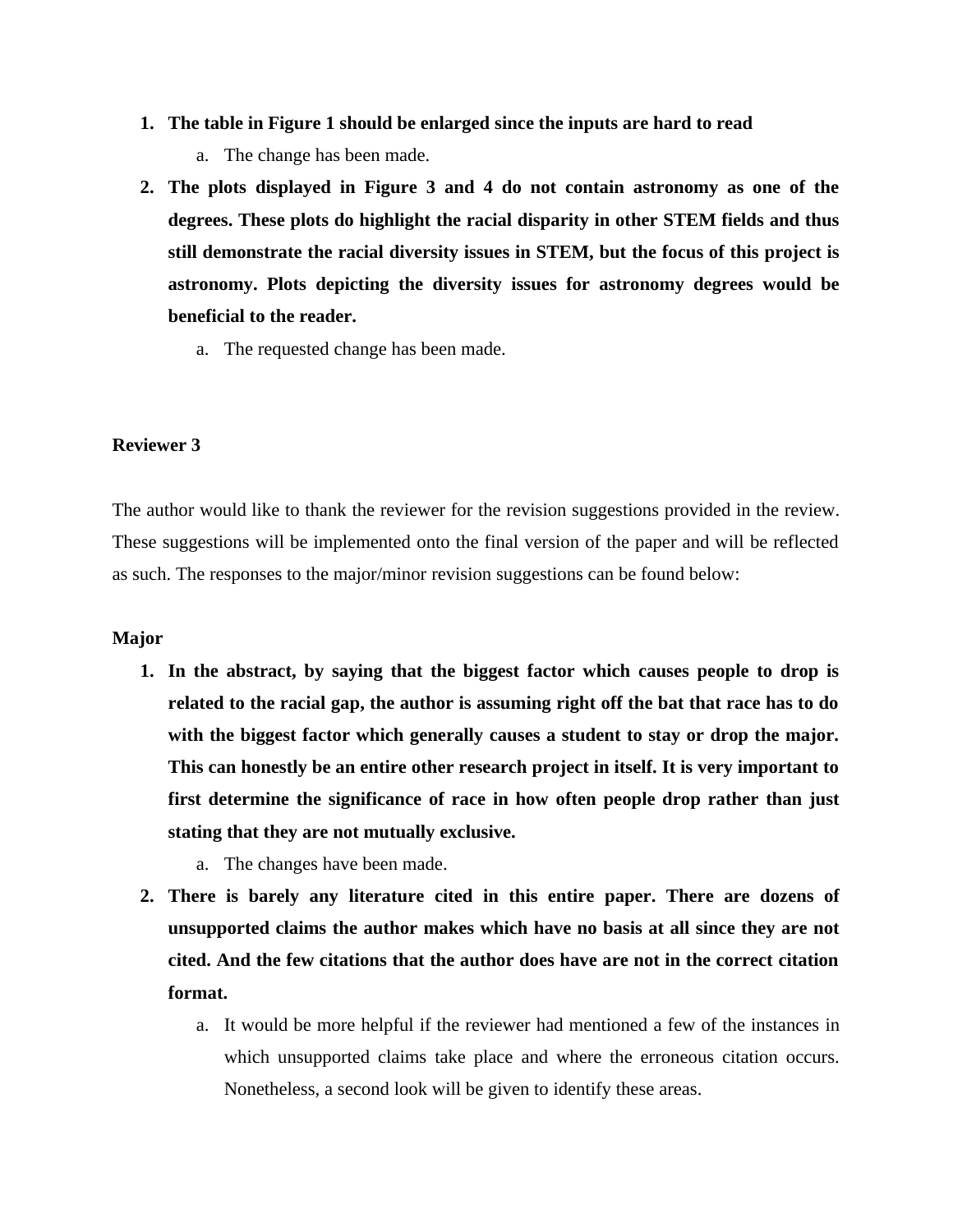1. **The table in Figure 1 should be enlarged since the inputs are hard to read**
    a. The change has been made.
2. **The plots displayed in Figure 3 and 4 do not contain astronomy as one of the degrees. These plots do highlight the racial disparity in other STEM fields and thus still demonstrate the racial diversity issues in STEM, but the focus of this project is astronomy. Plots depicting the diversity issues for astronomy degrees would be beneficial to the reader.**
    a. The requested change has been made.

**Reviewer 3**

The author would like to thank the reviewer for the revision suggestions provided in the review. These suggestions will be implemented onto the final version of the paper and will be reflected as such. The responses to the major/minor revision suggestions can be found below:

**Major**

1. **In the abstract, by saying that the biggest factor which causes people to drop is related to the racial gap, the author is assuming right off the bat that race has to do with the biggest factor which generally causes a student to stay or drop the major. This can honestly be an entire other research project in itself. It is very important to first determine the significance of race in how often people drop rather than just stating that they are not mutually exclusive.**
    a. The changes have been made.
2. **There is barely any literature cited in this entire paper. There are dozens of unsupported claims the author makes which have no basis at all since they are not cited. And the few citations that the author does have are not in the correct citation format.**
    a. It would be more helpful if the reviewer had mentioned a few of the instances in which unsupported claims take place and where the erroneous citation occurs. Nonetheless, a second look will be given to identify these areas.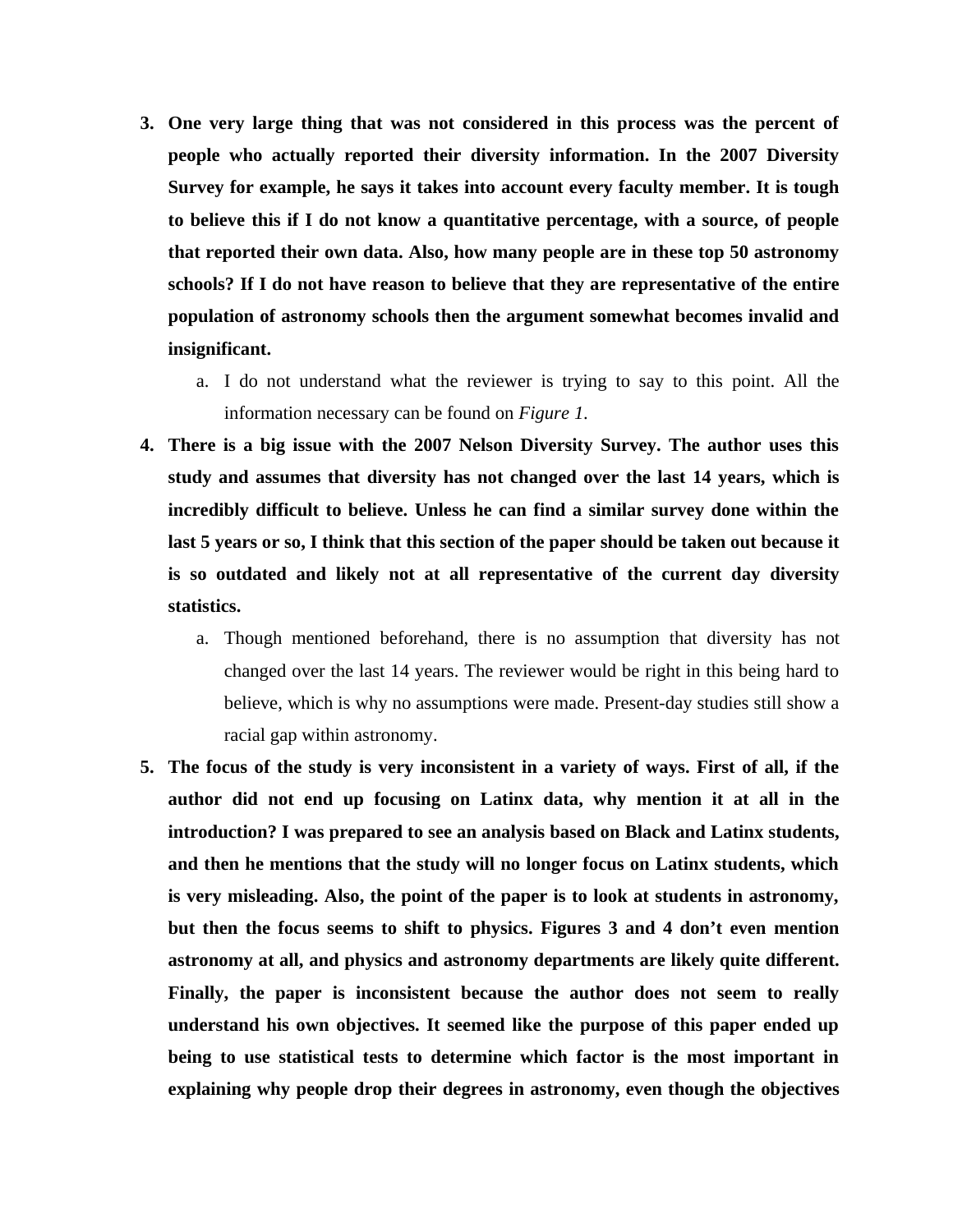3. **One very large thing that was not considered in this process was the percent of people who actually reported their diversity information. In the 2007 Diversity Survey for example, he says it takes into account every faculty member. It is tough to believe this if I do not know a quantitative percentage, with a source, of people that reported their own data. Also, how many people are in these top 50 astronomy schools? If I do not have reason to believe that they are representative of the entire population of astronomy schools then the argument somewhat becomes invalid and insignificant.**
    a. I do not understand what the reviewer is trying to say to this point. All the information necessary can be found on *Figure 1*.
4. **There is a big issue with the 2007 Nelson Diversity Survey. The author uses this study and assumes that diversity has not changed over the last 14 years, which is incredibly difficult to believe. Unless he can find a similar survey done within the last 5 years or so, I think that this section of the paper should be taken out because it is so outdated and likely not at all representative of the current day diversity statistics.**
    a. Though mentioned beforehand, there is no assumption that diversity has not changed over the last 14 years. The reviewer would be right in this being hard to believe, which is why no assumptions were made. Present-day studies still show a racial gap within astronomy.
5. **The focus of the study is very inconsistent in a variety of ways. First of all, if the author did not end up focusing on Latinx data, why mention it at all in the introduction? I was prepared to see an analysis based on Black and Latinx students, and then he mentions that the study will no longer focus on Latinx students, which is very misleading. Also, the point of the paper is to look at students in astronomy, but then the focus seems to shift to physics. Figures 3 and 4 don't even mention astronomy at all, and physics and astronomy departments are likely quite different. Finally, the paper is inconsistent because the author does not seem to really understand his own objectives. It seemed like the purpose of this paper ended up being to use statistical tests to determine which factor is the most important in explaining why people drop their degrees in astronomy, even though the objectives**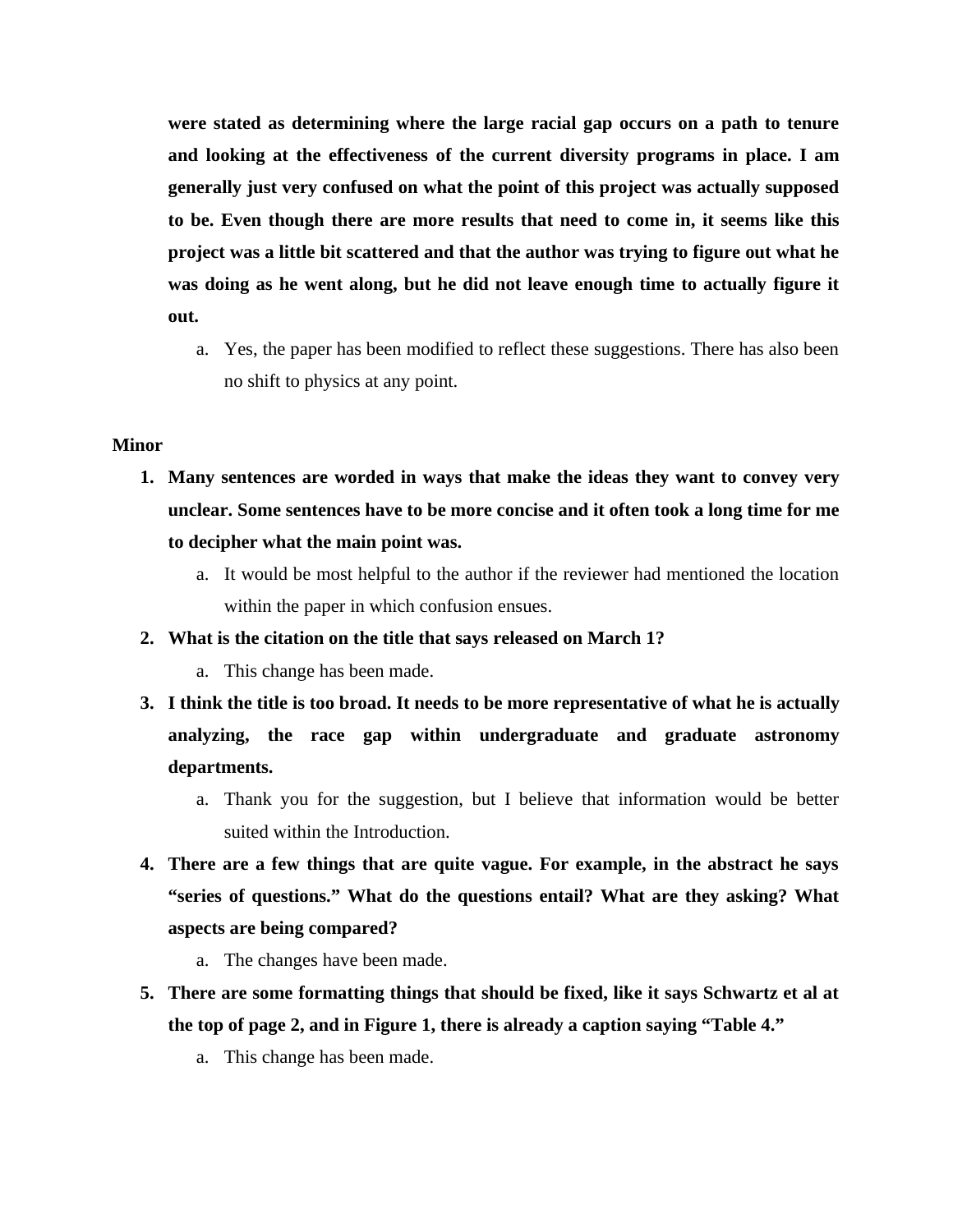**were stated as determining where the large racial gap occurs on a path to tenure and looking at the effectiveness of the current diversity programs in place. I am generally just very confused on what the point of this project was actually supposed to be. Even though there are more results that need to come in, it seems like this project was a little bit scattered and that the author was trying to figure out what he was doing as he went along, but he did not leave enough time to actually figure it out.**

a. Yes, the paper has been modified to reflect these suggestions. There has also been no shift to physics at any point.

**Minor**

1. **Many sentences are worded in ways that make the ideas they want to convey very unclear. Some sentences have to be more concise and it often took a long time for me to decipher what the main point was.**
   a. It would be most helpful to the author if the reviewer had mentioned the location within the paper in which confusion ensues.
2. **What is the citation on the title that says released on March 1?**
   a. This change has been made.
3. **I think the title is too broad. It needs to be more representative of what he is actually analyzing, the race gap within undergraduate and graduate astronomy departments.**
   a. Thank you for the suggestion, but I believe that information would be better suited within the Introduction.
4. **There are a few things that are quite vague. For example, in the abstract he says "series of questions." What do the questions entail? What are they asking? What aspects are being compared?**
   a. The changes have been made.
5. **There are some formatting things that should be fixed, like it says Schwartz et al at the top of page 2, and in Figure 1, there is already a caption saying "Table 4."**
   a. This change has been made.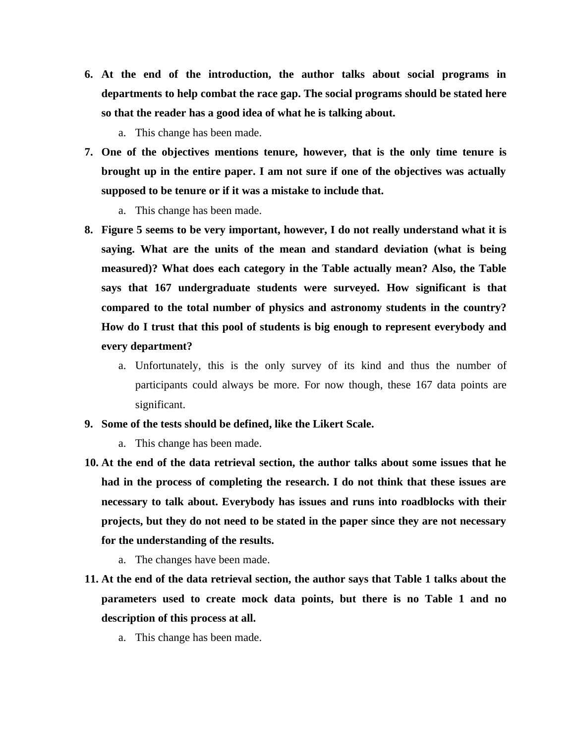6. **At the end of the introduction, the author talks about social programs in departments to help combat the race gap. The social programs should be stated here so that the reader has a good idea of what he is talking about.**
    a. This change has been made.
7. **One of the objectives mentions tenure, however, that is the only time tenure is brought up in the entire paper. I am not sure if one of the objectives was actually supposed to be tenure or if it was a mistake to include that.**
    a. This change has been made.
8. **Figure 5 seems to be very important, however, I do not really understand what it is saying. What are the units of the mean and standard deviation (what is being measured)? What does each category in the Table actually mean? Also, the Table says that 167 undergraduate students were surveyed. How significant is that compared to the total number of physics and astronomy students in the country? How do I trust that this pool of students is big enough to represent everybody and every department?**
    a. Unfortunately, this is the only survey of its kind and thus the number of participants could always be more. For now though, these 167 data points are significant.
9. **Some of the tests should be defined, like the Likert Scale.**
    a. This change has been made.
10. **At the end of the data retrieval section, the author talks about some issues that he had in the process of completing the research. I do not think that these issues are necessary to talk about. Everybody has issues and runs into roadblocks with their projects, but they do not need to be stated in the paper since they are not necessary for the understanding of the results.**
    a. The changes have been made.
11. **At the end of the data retrieval section, the author says that Table 1 talks about the parameters used to create mock data points, but there is no Table 1 and no description of this process at all.**
    a. This change has been made.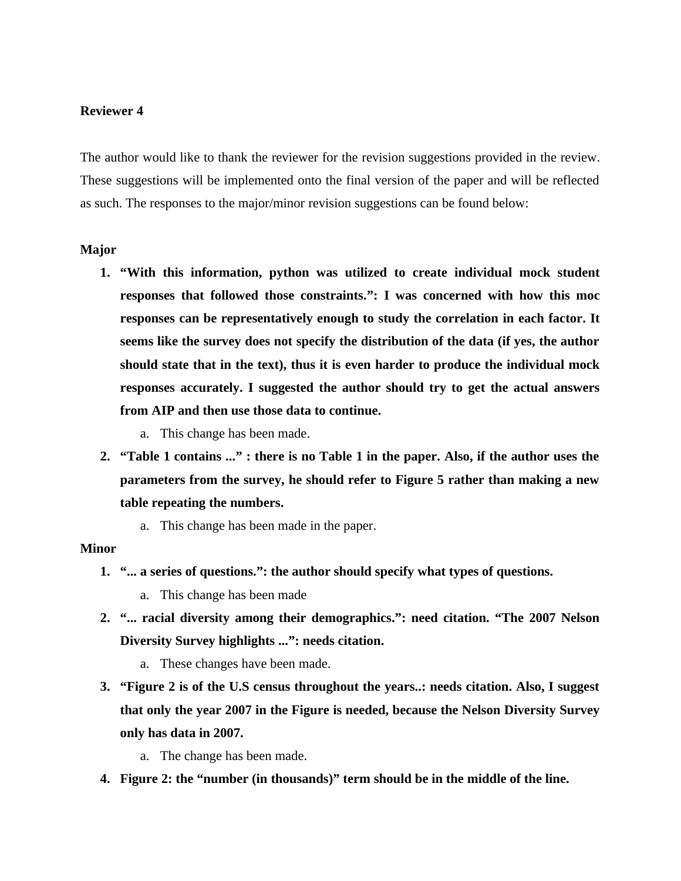**Reviewer 4**

The author would like to thank the reviewer for the revision suggestions provided in the review. These suggestions will be implemented onto the final version of the paper and will be reflected as such. The responses to the major/minor revision suggestions can be found below:

**Major**

1. **"With this information, python was utilized to create individual mock student responses that followed those constraints.": I was concerned with how this moc responses can be representatively enough to study the correlation in each factor. It seems like the survey does not specify the distribution of the data (if yes, the author should state that in the text), thus it is even harder to produce the individual mock responses accurately. I suggested the author should try to get the actual answers from AIP and then use those data to continue.**
   a. This change has been made.
2. **"Table 1 contains ..." : there is no Table 1 in the paper. Also, if the author uses the parameters from the survey, he should refer to Figure 5 rather than making a new table repeating the numbers.**
   a. This change has been made in the paper.

**Minor**

1. **"... a series of questions.": the author should specify what types of questions.**
   a. This change has been made
2. **"... racial diversity among their demographics.": need citation. "The 2007 Nelson Diversity Survey highlights ...": needs citation.**
   a. These changes have been made.
3. **"Figure 2 is of the U.S census throughout the years..: needs citation. Also, I suggest that only the year 2007 in the Figure is needed, because the Nelson Diversity Survey only has data in 2007.**
   a. The change has been made.
4. **Figure 2: the "number (in thousands)" term should be in the middle of the line.**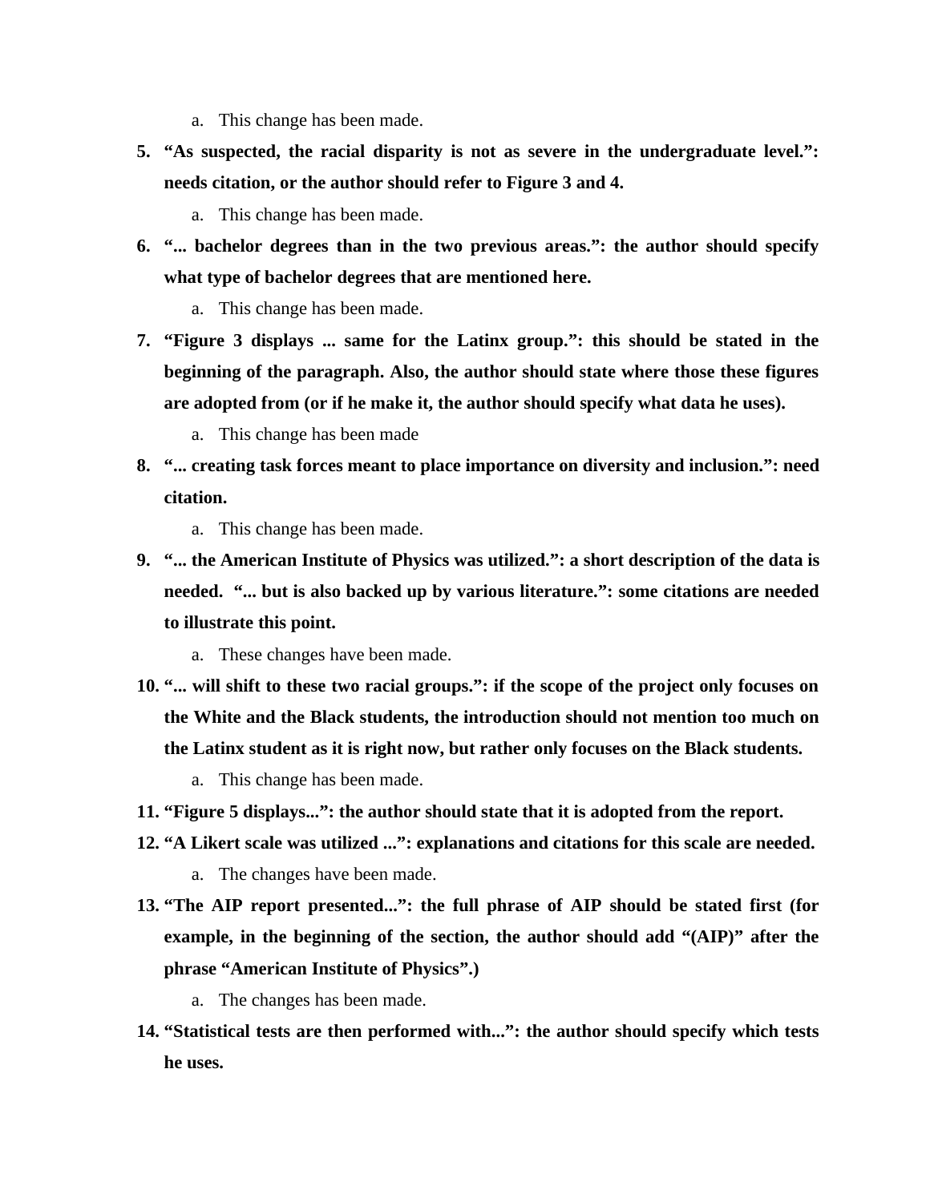a. This change has been made.

5. **"As suspected, the racial disparity is not as severe in the undergraduate level.": needs citation, or the author should refer to Figure 3 and 4.**
   a. This change has been made.
6. **"... bachelor degrees than in the two previous areas.": the author should specify what type of bachelor degrees that are mentioned here.**
   a. This change has been made.
7. **"Figure 3 displays ... same for the Latinx group.": this should be stated in the beginning of the paragraph. Also, the author should state where those these figures are adopted from (or if he make it, the author should specify what data he uses).**
   a. This change has been made
8. **"... creating task forces meant to place importance on diversity and inclusion.": need citation.**
   a. This change has been made.
9. **"... the American Institute of Physics was utilized.": a short description of the data is needed. "... but is also backed up by various literature.": some citations are needed to illustrate this point.**
   a. These changes have been made.
10. **"... will shift to these two racial groups.": if the scope of the project only focuses on the White and the Black students, the introduction should not mention too much on the Latinx student as it is right now, but rather only focuses on the Black students.**
    a. This change has been made.
11. **"Figure 5 displays...": the author should state that it is adopted from the report.**
12. **"A Likert scale was utilized ...": explanations and citations for this scale are needed.**
    a. The changes have been made.
13. **"The AIP report presented...": the full phrase of AIP should be stated first (for example, in the beginning of the section, the author should add "(AIP)" after the phrase "American Institute of Physics".)**
    a. The changes has been made.
14. **"Statistical tests are then performed with...": the author should specify which tests he uses.**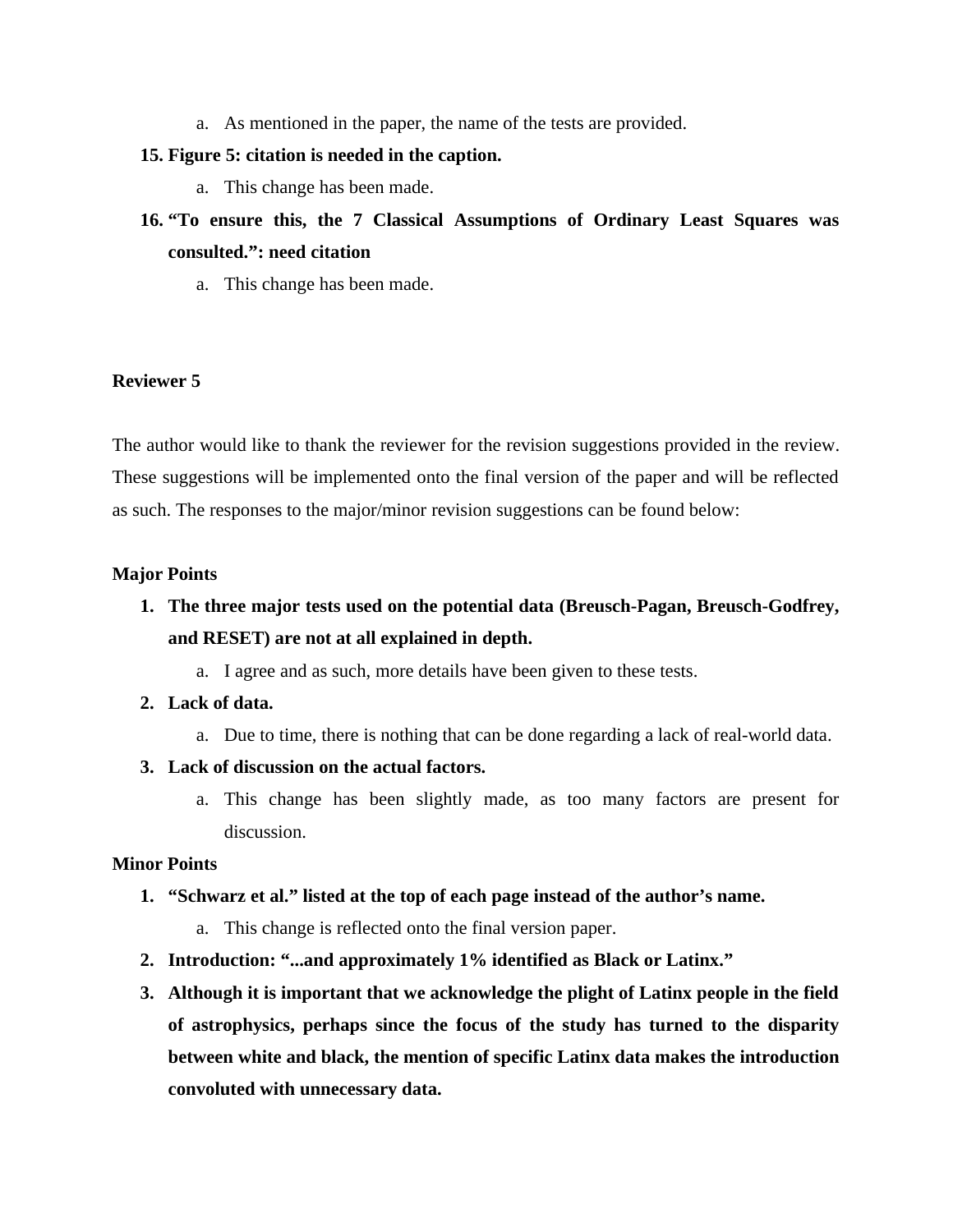a. As mentioned in the paper, the name of the tests are provided.

15. **Figure 5: citation is needed in the caption.**
    a. This change has been made.
16. **“To ensure this, the 7 Classical Assumptions of Ordinary Least Squares was consulted.”: need citation**
    a. This change has been made.

**Reviewer 5**

The author would like to thank the reviewer for the revision suggestions provided in the review. These suggestions will be implemented onto the final version of the paper and will be reflected as such. The responses to the major/minor revision suggestions can be found below:

**Major Points**

1. **The three major tests used on the potential data (Breusch-Pagan, Breusch-Godfrey, and RESET) are not at all explained in depth.**
   a. I agree and as such, more details have been given to these tests.
2. **Lack of data.**
   a. Due to time, there is nothing that can be done regarding a lack of real-world data.
3. **Lack of discussion on the actual factors.**
   a. This change has been slightly made, as too many factors are present for discussion.

**Minor Points**

1. **“Schwarz et al.” listed at the top of each page instead of the author’s name.**
   a. This change is reflected onto the final version paper.
2. **Introduction: “...and approximately 1% identified as Black or Latinx.”**
3. **Although it is important that we acknowledge the plight of Latinx people in the field of astrophysics, perhaps since the focus of the study has turned to the disparity between white and black, the mention of specific Latinx data makes the introduction convoluted with unnecessary data.**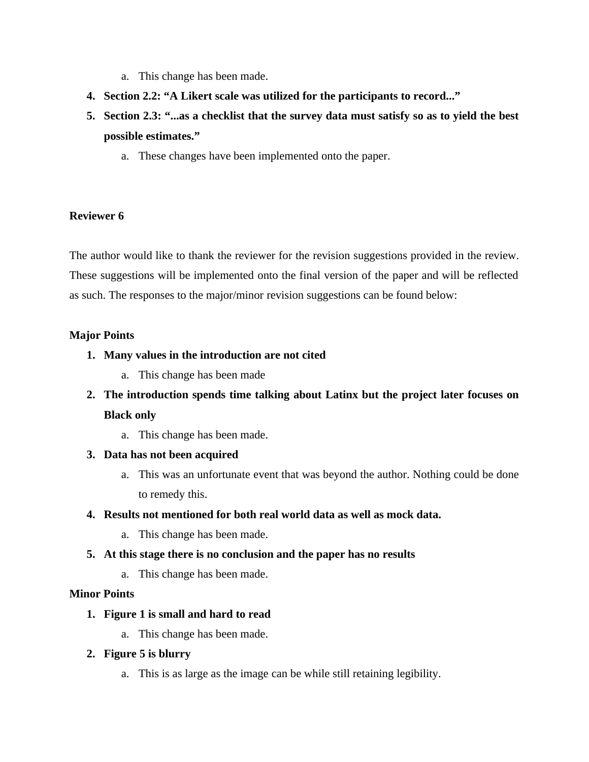a. This change has been made.

4. **Section 2.2: "A Likert scale was utilized for the participants to record..."**
5. **Section 2.3: "...as a checklist that the survey data must satisfy so as to yield the best possible estimates."**
   a. These changes have been implemented onto the paper.

**Reviewer 6**

The author would like to thank the reviewer for the revision suggestions provided in the review. These suggestions will be implemented onto the final version of the paper and will be reflected as such. The responses to the major/minor revision suggestions can be found below:

**Major Points**

1. **Many values in the introduction are not cited**
   a. This change has been made
2. **The introduction spends time talking about Latinx but the project later focuses on Black only**
   a. This change has been made.
3. **Data has not been acquired**
   a. This was an unfortunate event that was beyond the author. Nothing could be done to remedy this.
4. **Results not mentioned for both real world data as well as mock data.**
   a. This change has been made.
5. **At this stage there is no conclusion and the paper has no results**
   a. This change has been made.

**Minor Points**

1. **Figure 1 is small and hard to read**
   a. This change has been made.
2. **Figure 5 is blurry**
   a. This is as large as the image can be while still retaining legibility.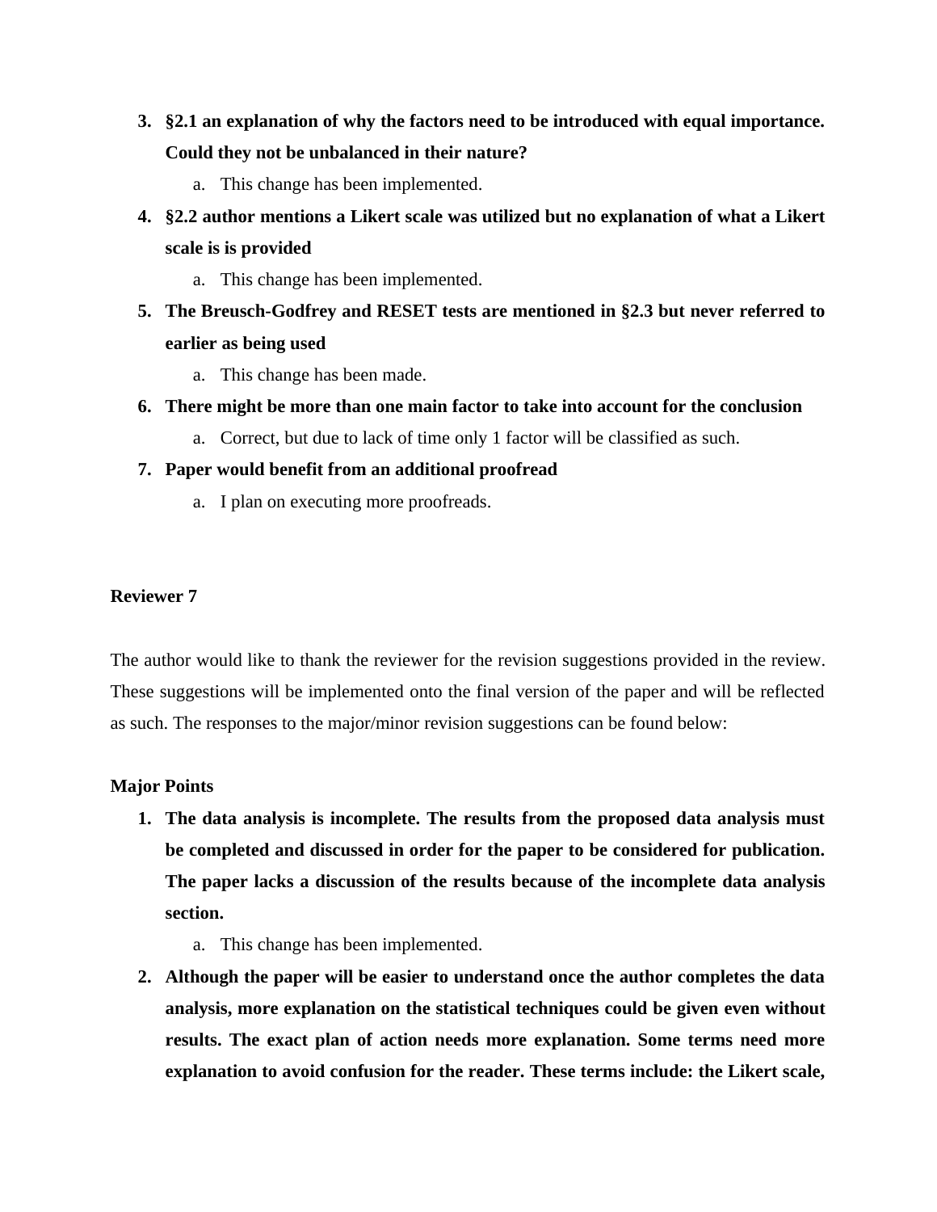3. **§2.1 an explanation of why the factors need to be introduced with equal importance. Could they not be unbalanced in their nature?**
    a. This change has been implemented.
4. **§2.2 author mentions a Likert scale was utilized but no explanation of what a Likert scale is is provided**
    a. This change has been implemented.
5. **The Breusch-Godfrey and RESET tests are mentioned in §2.3 but never referred to earlier as being used**
    a. This change has been made.
6. **There might be more than one main factor to take into account for the conclusion**
    a. Correct, but due to lack of time only 1 factor will be classified as such.
7. **Paper would benefit from an additional proofread**
    a. I plan on executing more proofreads.

**Reviewer 7**

The author would like to thank the reviewer for the revision suggestions provided in the review. These suggestions will be implemented onto the final version of the paper and will be reflected as such. The responses to the major/minor revision suggestions can be found below:

**Major Points**

1. **The data analysis is incomplete. The results from the proposed data analysis must be completed and discussed in order for the paper to be considered for publication. The paper lacks a discussion of the results because of the incomplete data analysis section.**
    a. This change has been implemented.
2. **Although the paper will be easier to understand once the author completes the data analysis, more explanation on the statistical techniques could be given even without results. The exact plan of action needs more explanation. Some terms need more explanation to avoid confusion for the reader. These terms include: the Likert scale,**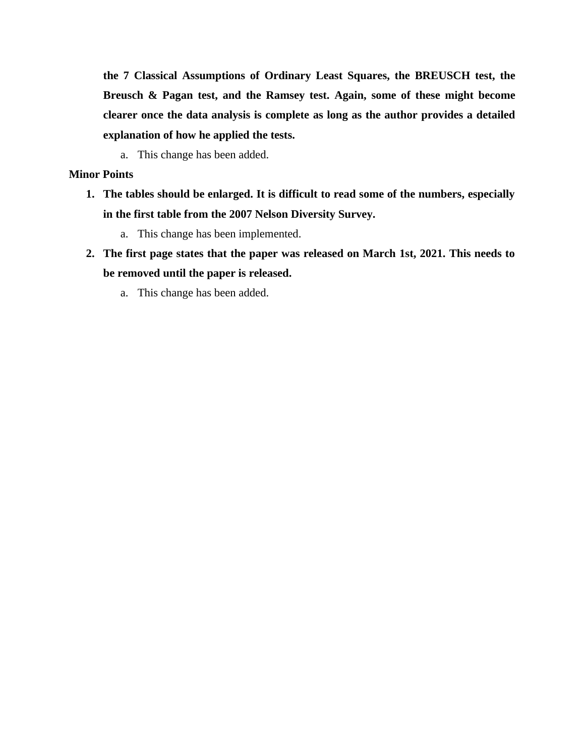**the 7 Classical Assumptions of Ordinary Least Squares, the BREUSCH test, the Breusch & Pagan test, and the Ramsey test. Again, some of these might become clearer once the data analysis is complete as long as the author provides a detailed explanation of how he applied the tests.**

   a. This change has been added.

**Minor Points**

1. **The tables should be enlarged. It is difficult to read some of the numbers, especially in the first table from the 2007 Nelson Diversity Survey.**
   a. This change has been implemented.
2. **The first page states that the paper was released on March 1st, 2021. This needs to be removed until the paper is released.**
   a. This change has been added.